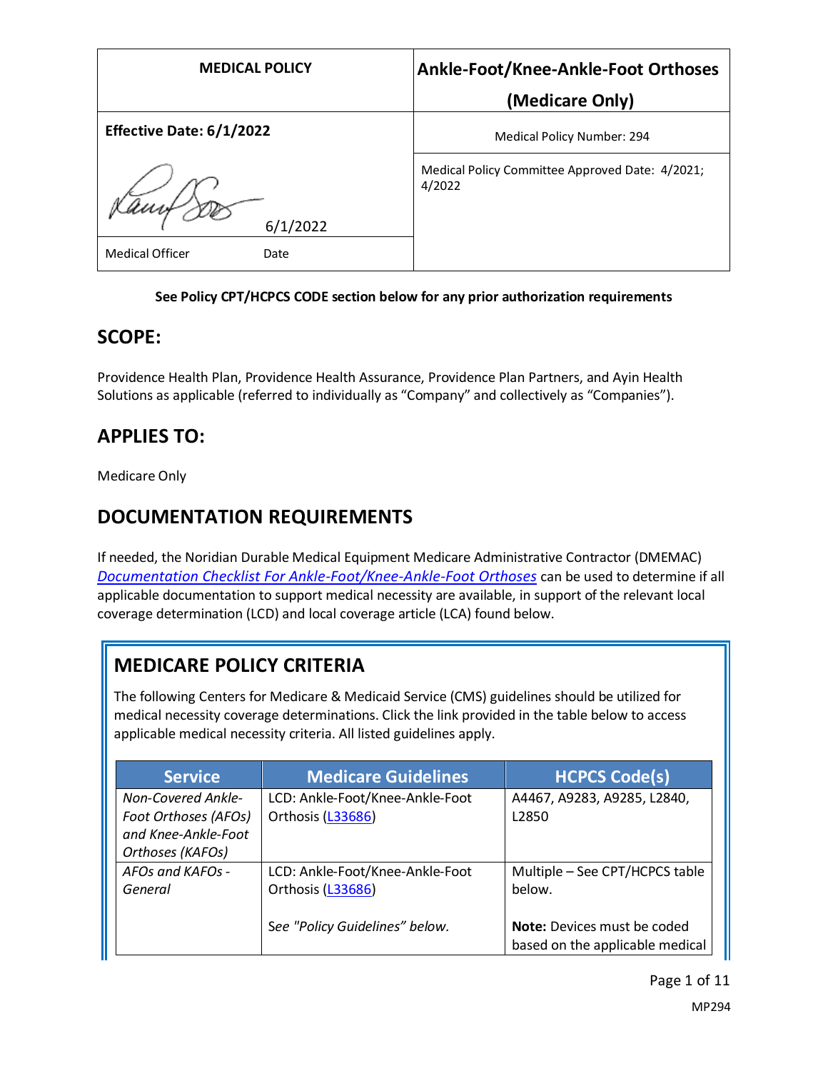| MEDICAL POLICY | Ankle-Foot/Knee-Ankle-Foot Orthoses (Medicare Only) |
|---|---|
| **Effective Date: 6/1/2022** | Medical Policy Number: 294 |
| 6/1/2022 | Medical Policy Committee Approved Date: 4/2021; 4/2022 |
| Medical Officer Date | |

**See Policy CPT/HCPCS CODE section below for any prior authorization requirements**

## SCOPE:

Providence Health Plan, Providence Health Assurance, Providence Plan Partners, and Ayin Health Solutions as applicable (referred to individually as "Company" and collectively as "Companies").

## APPLIES TO:

Medicare Only

## DOCUMENTATION REQUIREMENTS

If needed, the Noridian Durable Medical Equipment Medicare Administrative Contractor (DMEMAC) *Documentation Checklist For Ankle-Foot/Knee-Ankle-Foot Orthoses* can be used to determine if all applicable documentation to support medical necessity are available, in support of the relevant local coverage determination (LCD) and local coverage article (LCA) found below.

## MEDICARE POLICY CRITERIA

The following Centers for Medicare & Medicaid Service (CMS) guidelines should be utilized for medical necessity coverage determinations. Click the link provided in the table below to access applicable medical necessity criteria. All listed guidelines apply.

| Service | Medicare Guidelines | HCPCS Code(s) |
|---|---|---|
| *Non-Covered Ankle-Foot Orthoses (AFOs) and Knee-Ankle-Foot Orthoses (KAFOs)* | LCD: Ankle-Foot/Knee-Ankle-Foot Orthosis (L33686) | A4467, A9283, A9285, L2840, L2850 |
| *AFOs and KAFOs - General* | LCD: Ankle-Foot/Knee-Ankle-Foot Orthosis (L33686)<br><br>*See "Policy Guidelines" below.* | Multiple – See CPT/HCPCS table below.<br><br>**Note:** Devices must be coded based on the applicable medical |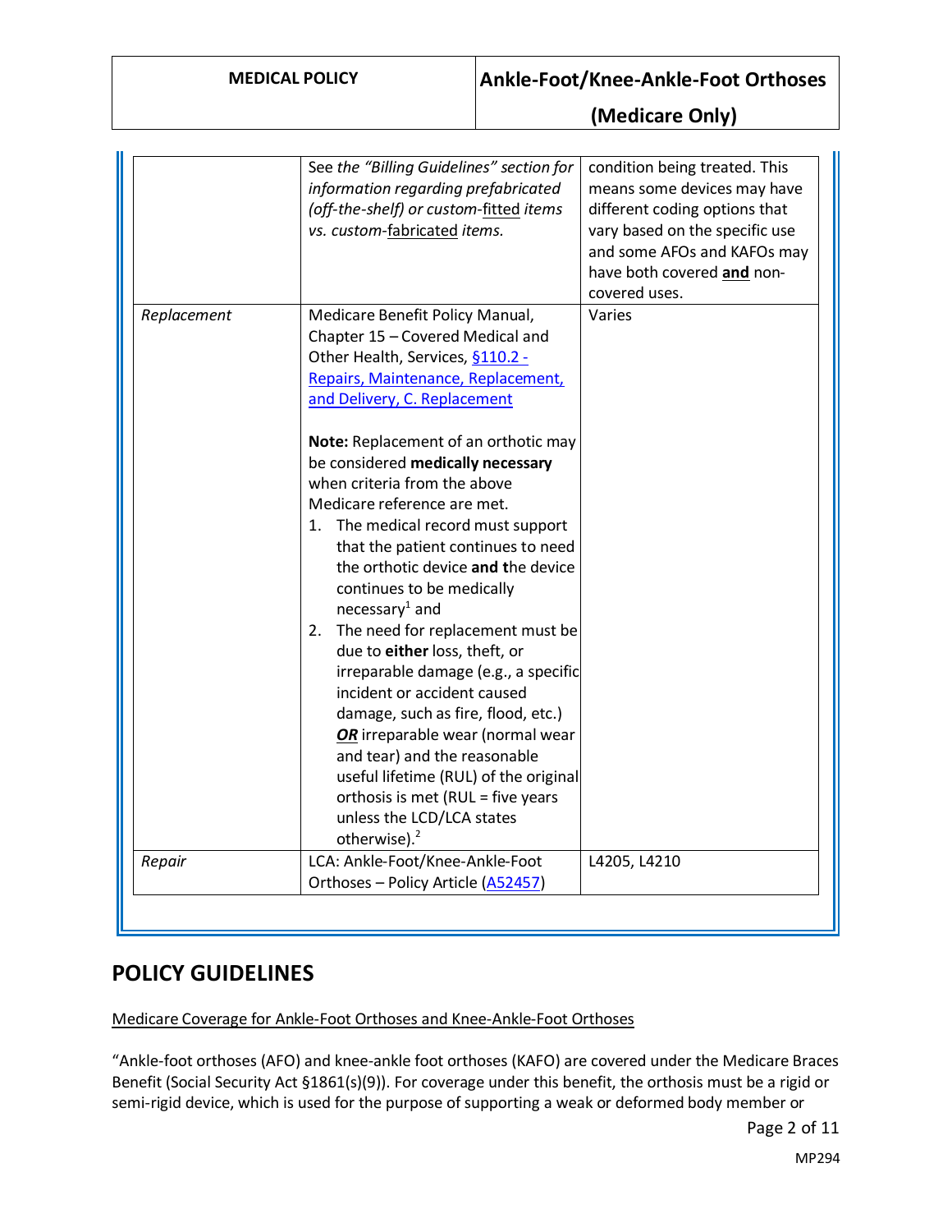|  |  |  |
|---|---|---|
|  | See *the "Billing Guidelines" section for information regarding prefabricated (off-the-shelf) or custom-fitted items vs. custom-fabricated items.* | condition being treated. This means some devices may have different coding options that vary based on the specific use and some AFOs and KAFOs may have both covered **and** non-covered uses. |
| *Replacement* | Medicare Benefit Policy Manual, Chapter 15 – Covered Medical and Other Health, Services, §110.2 - Repairs, Maintenance, Replacement, and Delivery, C. Replacement<br><br>**Note:** Replacement of an orthotic may be considered **medically necessary** when criteria from the above Medicare reference are met.<br>1. The medical record must support that the patient continues to need the orthotic device **and t**he device continues to be medically necessary[1] and<br>2. The need for replacement must be due to **either** loss, theft, or irreparable damage (e.g., a specific incident or accident caused damage, such as fire, flood, etc.) ***OR*** irreparable wear (normal wear and tear) and the reasonable useful lifetime (RUL) of the original orthosis is met (RUL = five years unless the LCD/LCA states otherwise).[2] | Varies |
| *Repair* | LCA: Ankle-Foot/Knee-Ankle-Foot Orthoses – Policy Article (A52457) | L4205, L4210 |

## POLICY GUIDELINES

Medicare Coverage for Ankle-Foot Orthoses and Knee-Ankle-Foot Orthoses

"Ankle-foot orthoses (AFO) and knee-ankle foot orthoses (KAFO) are covered under the Medicare Braces Benefit (Social Security Act §1861(s)(9)). For coverage under this benefit, the orthosis must be a rigid or semi-rigid device, which is used for the purpose of supporting a weak or deformed body member or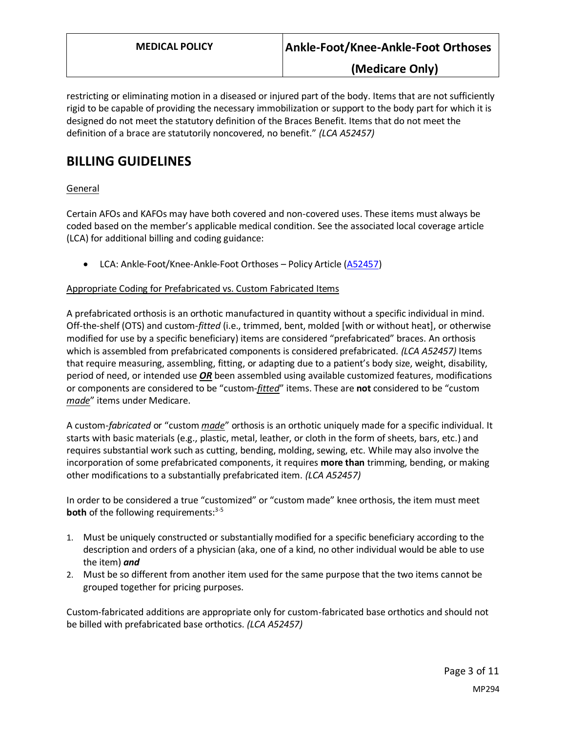restricting or eliminating motion in a diseased or injured part of the body. Items that are not sufficiently rigid to be capable of providing the necessary immobilization or support to the body part for which it is designed do not meet the statutory definition of the Braces Benefit. Items that do not meet the definition of a brace are statutorily noncovered, no benefit." *(LCA A52457)*

## BILLING GUIDELINES

General

Certain AFOs and KAFOs may have both covered and non-covered uses. These items must always be coded based on the member's applicable medical condition. See the associated local coverage article (LCA) for additional billing and coding guidance:

- LCA: Ankle-Foot/Knee-Ankle-Foot Orthoses – Policy Article (A52457)

Appropriate Coding for Prefabricated vs. Custom Fabricated Items

A prefabricated orthosis is an orthotic manufactured in quantity without a specific individual in mind. Off-the-shelf (OTS) and custom-*fitted* (i.e., trimmed, bent, molded [with or without heat], or otherwise modified for use by a specific beneficiary) items are considered "prefabricated" braces. An orthosis which is assembled from prefabricated components is considered prefabricated. *(LCA A52457)* Items that require measuring, assembling, fitting, or adapting due to a patient's body size, weight, disability, period of need, or intended use ***OR*** been assembled using available customized features, modifications or components are considered to be "custom-*fitted*" items. These are **not** considered to be "custom *made*" items under Medicare.

A custom-*fabricated* or "custom *made*" orthosis is an orthotic uniquely made for a specific individual. It starts with basic materials (e.g., plastic, metal, leather, or cloth in the form of sheets, bars, etc.) and requires substantial work such as cutting, bending, molding, sewing, etc. While may also involve the incorporation of some prefabricated components, it requires **more than** trimming, bending, or making other modifications to a substantially prefabricated item. *(LCA A52457)*

In order to be considered a true "customized" or "custom made" knee orthosis, the item must meet **both** of the following requirements:[3-5]

1. Must be uniquely constructed or substantially modified for a specific beneficiary according to the description and orders of a physician (aka, one of a kind, no other individual would be able to use the item) ***and***
2. Must be so different from another item used for the same purpose that the two items cannot be grouped together for pricing purposes.

Custom-fabricated additions are appropriate only for custom-fabricated base orthotics and should not be billed with prefabricated base orthotics. *(LCA A52457)*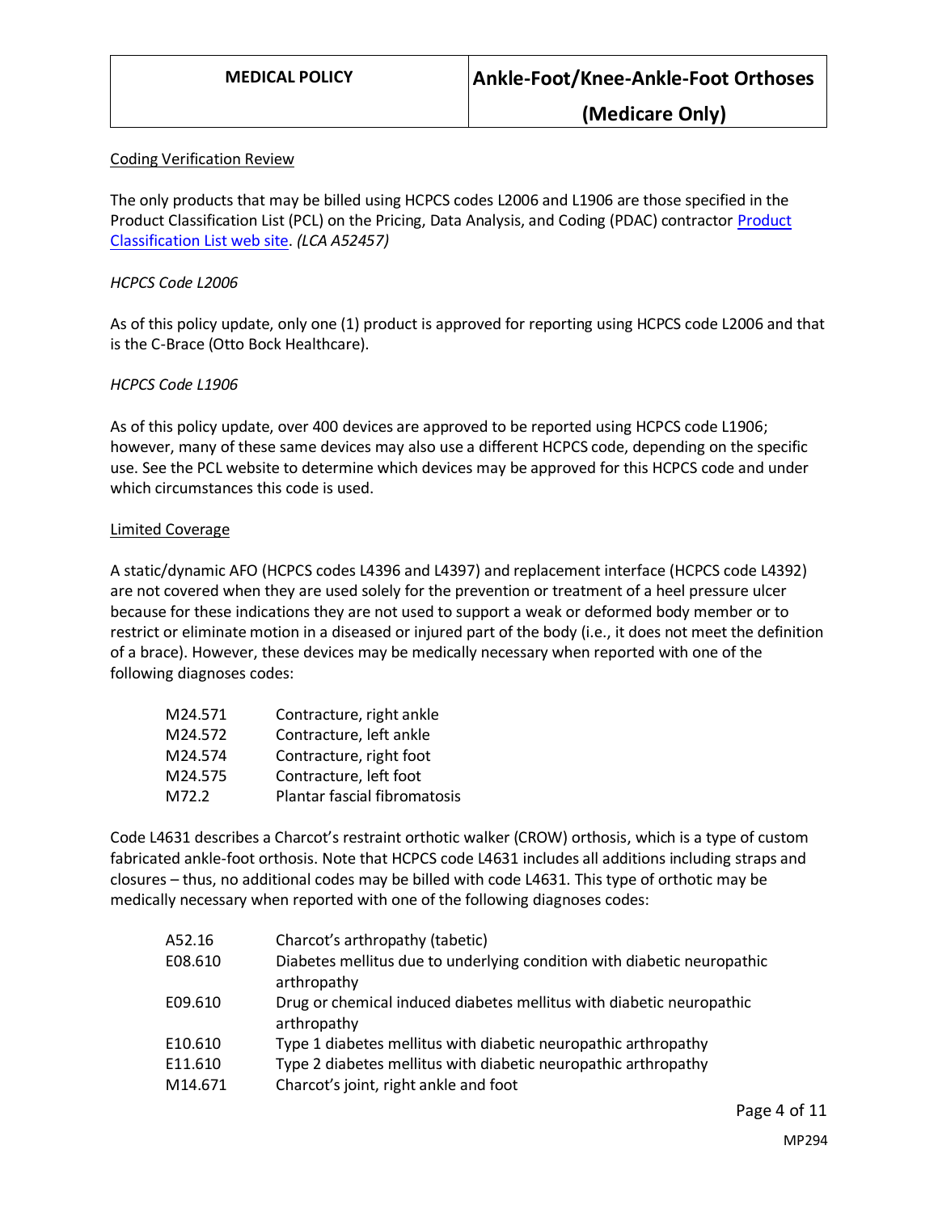Coding Verification Review

The only products that may be billed using HCPCS codes L2006 and L1906 are those specified in the Product Classification List (PCL) on the Pricing, Data Analysis, and Coding (PDAC) contractor [Product Classification List web site](). *(LCA A52457)*

*HCPCS Code L2006*

As of this policy update, only one (1) product is approved for reporting using HCPCS code L2006 and that is the C-Brace (Otto Bock Healthcare).

*HCPCS Code L1906*

As of this policy update, over 400 devices are approved to be reported using HCPCS code L1906; however, many of these same devices may also use a different HCPCS code, depending on the specific use. See the PCL website to determine which devices may be approved for this HCPCS code and under which circumstances this code is used.

Limited Coverage

A static/dynamic AFO (HCPCS codes L4396 and L4397) and replacement interface (HCPCS code L4392) are not covered when they are used solely for the prevention or treatment of a heel pressure ulcer because for these indications they are not used to support a weak or deformed body member or to restrict or eliminate motion in a diseased or injured part of the body (i.e., it does not meet the definition of a brace). However, these devices may be medically necessary when reported with one of the following diagnoses codes:

| | |
|---|---|
| M24.571 | Contracture, right ankle |
| M24.572 | Contracture, left ankle |
| M24.574 | Contracture, right foot |
| M24.575 | Contracture, left foot |
| M72.2 | Plantar fascial fibromatosis |

Code L4631 describes a Charcot's restraint orthotic walker (CROW) orthosis, which is a type of custom fabricated ankle-foot orthosis. Note that HCPCS code L4631 includes all additions including straps and closures – thus, no additional codes may be billed with code L4631. This type of orthotic may be medically necessary when reported with one of the following diagnoses codes:

| | |
|---|---|
| A52.16 | Charcot's arthropathy (tabetic) |
| E08.610 | Diabetes mellitus due to underlying condition with diabetic neuropathic arthropathy |
| E09.610 | Drug or chemical induced diabetes mellitus with diabetic neuropathic arthropathy |
| E10.610 | Type 1 diabetes mellitus with diabetic neuropathic arthropathy |
| E11.610 | Type 2 diabetes mellitus with diabetic neuropathic arthropathy |
| M14.671 | Charcot's joint, right ankle and foot |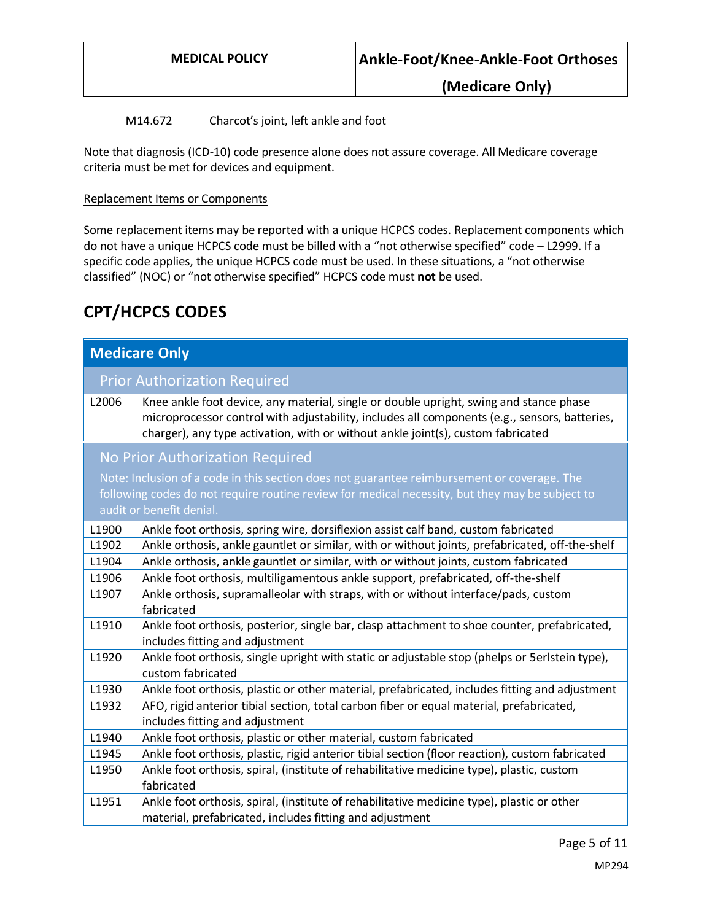M14.672 Charcot's joint, left ankle and foot

Note that diagnosis (ICD-10) code presence alone does not assure coverage. All Medicare coverage criteria must be met for devices and equipment.

Replacement Items or Components

Some replacement items may be reported with a unique HCPCS codes. Replacement components which do not have a unique HCPCS code must be billed with a "not otherwise specified" code – L2999. If a specific code applies, the unique HCPCS code must be used. In these situations, a "not otherwise classified" (NOC) or "not otherwise specified" HCPCS code must **not** be used.

# CPT/HCPCS CODES

| **Medicare Only** | |
|---|---|
| **Prior Authorization Required** | |
| L2006 | Knee ankle foot device, any material, single or double upright, swing and stance phase microprocessor control with adjustability, includes all components (e.g., sensors, batteries, charger), any type activation, with or without ankle joint(s), custom fabricated |
| **No Prior Authorization Required**<br>Note: Inclusion of a code in this section does not guarantee reimbursement or coverage. The following codes do not require routine review for medical necessity, but they may be subject to audit or benefit denial. | |
| L1900 | Ankle foot orthosis, spring wire, dorsiflexion assist calf band, custom fabricated |
| L1902 | Ankle orthosis, ankle gauntlet or similar, with or without joints, prefabricated, off-the-shelf |
| L1904 | Ankle orthosis, ankle gauntlet or similar, with or without joints, custom fabricated |
| L1906 | Ankle foot orthosis, multiligamentous ankle support, prefabricated, off-the-shelf |
| L1907 | Ankle orthosis, supramalleolar with straps, with or without interface/pads, custom fabricated |
| L1910 | Ankle foot orthosis, posterior, single bar, clasp attachment to shoe counter, prefabricated, includes fitting and adjustment |
| L1920 | Ankle foot orthosis, single upright with static or adjustable stop (phelps or 5erlstein type), custom fabricated |
| L1930 | Ankle foot orthosis, plastic or other material, prefabricated, includes fitting and adjustment |
| L1932 | AFO, rigid anterior tibial section, total carbon fiber or equal material, prefabricated, includes fitting and adjustment |
| L1940 | Ankle foot orthosis, plastic or other material, custom fabricated |
| L1945 | Ankle foot orthosis, plastic, rigid anterior tibial section (floor reaction), custom fabricated |
| L1950 | Ankle foot orthosis, spiral, (institute of rehabilitative medicine type), plastic, custom fabricated |
| L1951 | Ankle foot orthosis, spiral, (institute of rehabilitative medicine type), plastic or other material, prefabricated, includes fitting and adjustment |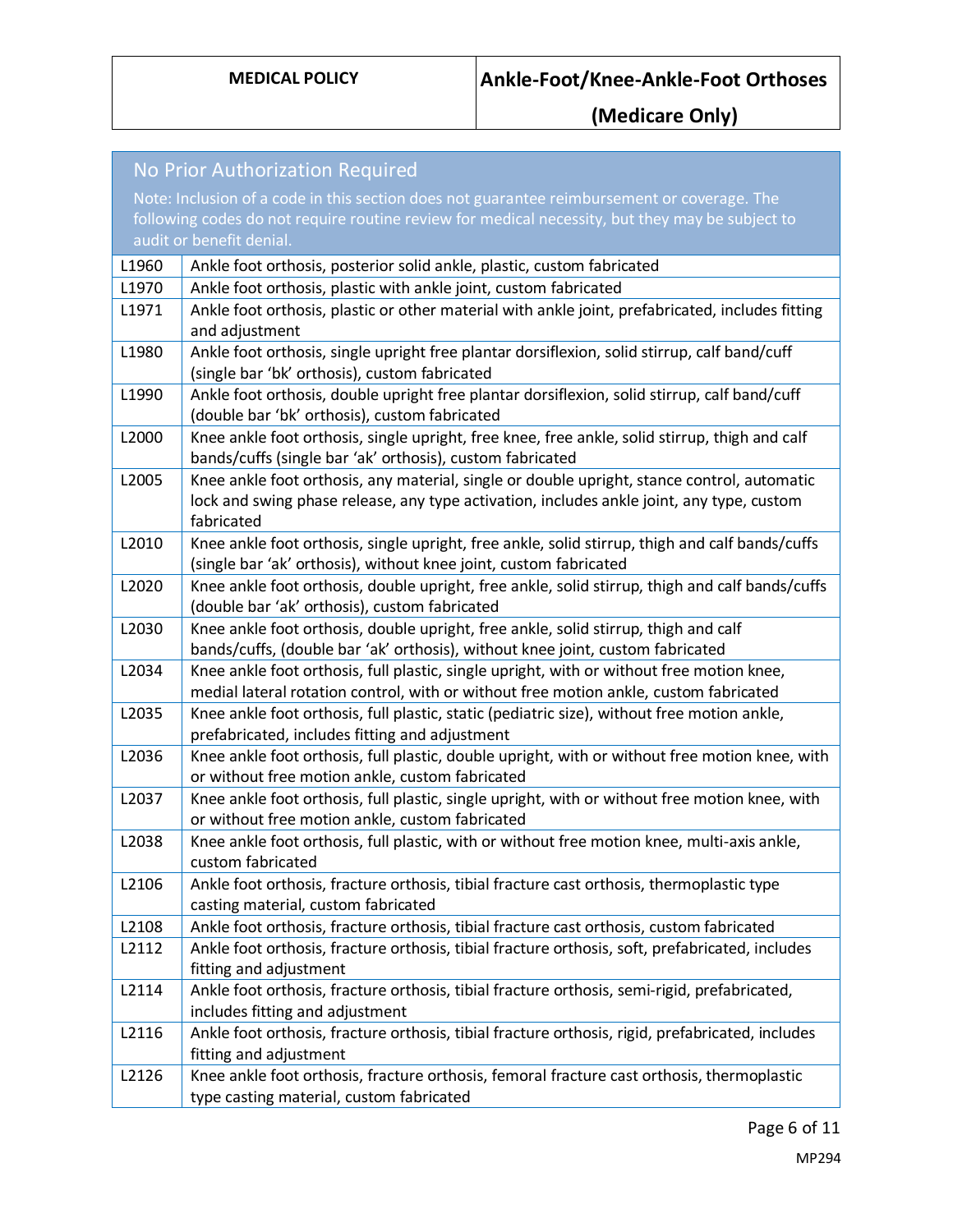### No Prior Authorization Required

Note: Inclusion of a code in this section does not guarantee reimbursement or coverage. The following codes do not require routine review for medical necessity, but they may be subject to audit or benefit denial.

| Code | Description |
|---|---|
| L1960 | Ankle foot orthosis, posterior solid ankle, plastic, custom fabricated |
| L1970 | Ankle foot orthosis, plastic with ankle joint, custom fabricated |
| L1971 | Ankle foot orthosis, plastic or other material with ankle joint, prefabricated, includes fitting and adjustment |
| L1980 | Ankle foot orthosis, single upright free plantar dorsiflexion, solid stirrup, calf band/cuff (single bar 'bk' orthosis), custom fabricated |
| L1990 | Ankle foot orthosis, double upright free plantar dorsiflexion, solid stirrup, calf band/cuff (double bar 'bk' orthosis), custom fabricated |
| L2000 | Knee ankle foot orthosis, single upright, free knee, free ankle, solid stirrup, thigh and calf bands/cuffs (single bar 'ak' orthosis), custom fabricated |
| L2005 | Knee ankle foot orthosis, any material, single or double upright, stance control, automatic lock and swing phase release, any type activation, includes ankle joint, any type, custom fabricated |
| L2010 | Knee ankle foot orthosis, single upright, free ankle, solid stirrup, thigh and calf bands/cuffs (single bar 'ak' orthosis), without knee joint, custom fabricated |
| L2020 | Knee ankle foot orthosis, double upright, free ankle, solid stirrup, thigh and calf bands/cuffs (double bar 'ak' orthosis), custom fabricated |
| L2030 | Knee ankle foot orthosis, double upright, free ankle, solid stirrup, thigh and calf bands/cuffs, (double bar 'ak' orthosis), without knee joint, custom fabricated |
| L2034 | Knee ankle foot orthosis, full plastic, single upright, with or without free motion knee, medial lateral rotation control, with or without free motion ankle, custom fabricated |
| L2035 | Knee ankle foot orthosis, full plastic, static (pediatric size), without free motion ankle, prefabricated, includes fitting and adjustment |
| L2036 | Knee ankle foot orthosis, full plastic, double upright, with or without free motion knee, with or without free motion ankle, custom fabricated |
| L2037 | Knee ankle foot orthosis, full plastic, single upright, with or without free motion knee, with or without free motion ankle, custom fabricated |
| L2038 | Knee ankle foot orthosis, full plastic, with or without free motion knee, multi-axis ankle, custom fabricated |
| L2106 | Ankle foot orthosis, fracture orthosis, tibial fracture cast orthosis, thermoplastic type casting material, custom fabricated |
| L2108 | Ankle foot orthosis, fracture orthosis, tibial fracture cast orthosis, custom fabricated |
| L2112 | Ankle foot orthosis, fracture orthosis, tibial fracture orthosis, soft, prefabricated, includes fitting and adjustment |
| L2114 | Ankle foot orthosis, fracture orthosis, tibial fracture orthosis, semi-rigid, prefabricated, includes fitting and adjustment |
| L2116 | Ankle foot orthosis, fracture orthosis, tibial fracture orthosis, rigid, prefabricated, includes fitting and adjustment |
| L2126 | Knee ankle foot orthosis, fracture orthosis, femoral fracture cast orthosis, thermoplastic type casting material, custom fabricated |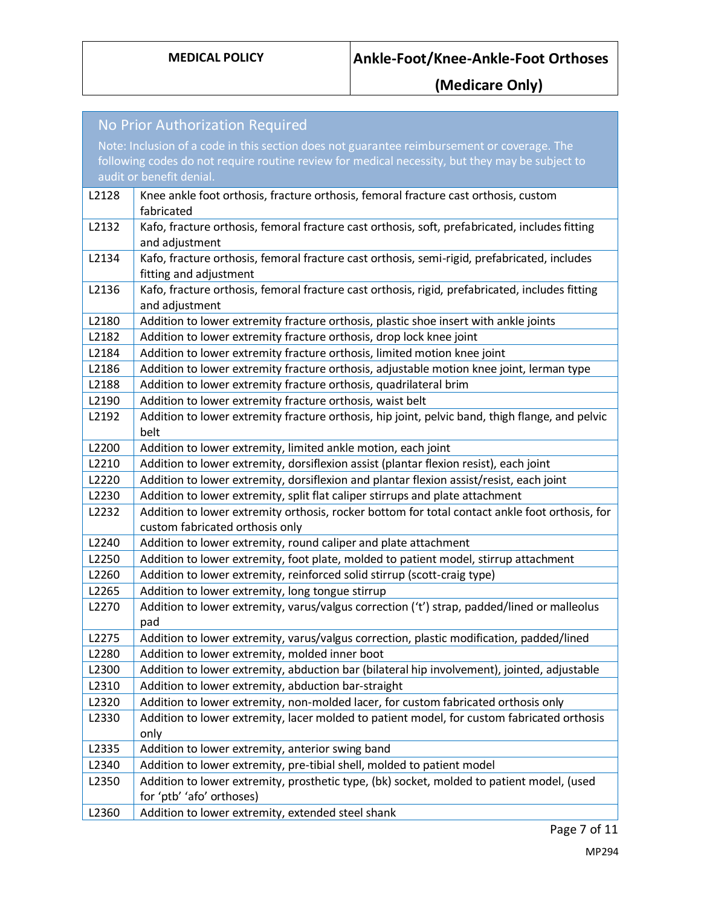## No Prior Authorization Required

Note: Inclusion of a code in this section does not guarantee reimbursement or coverage. The following codes do not require routine review for medical necessity, but they may be subject to audit or benefit denial.

| Code | Description |
|---|---|
| L2128 | Knee ankle foot orthosis, fracture orthosis, femoral fracture cast orthosis, custom fabricated |
| L2132 | Kafo, fracture orthosis, femoral fracture cast orthosis, soft, prefabricated, includes fitting and adjustment |
| L2134 | Kafo, fracture orthosis, femoral fracture cast orthosis, semi-rigid, prefabricated, includes fitting and adjustment |
| L2136 | Kafo, fracture orthosis, femoral fracture cast orthosis, rigid, prefabricated, includes fitting and adjustment |
| L2180 | Addition to lower extremity fracture orthosis, plastic shoe insert with ankle joints |
| L2182 | Addition to lower extremity fracture orthosis, drop lock knee joint |
| L2184 | Addition to lower extremity fracture orthosis, limited motion knee joint |
| L2186 | Addition to lower extremity fracture orthosis, adjustable motion knee joint, lerman type |
| L2188 | Addition to lower extremity fracture orthosis, quadrilateral brim |
| L2190 | Addition to lower extremity fracture orthosis, waist belt |
| L2192 | Addition to lower extremity fracture orthosis, hip joint, pelvic band, thigh flange, and pelvic belt |
| L2200 | Addition to lower extremity, limited ankle motion, each joint |
| L2210 | Addition to lower extremity, dorsiflexion assist (plantar flexion resist), each joint |
| L2220 | Addition to lower extremity, dorsiflexion and plantar flexion assist/resist, each joint |
| L2230 | Addition to lower extremity, split flat caliper stirrups and plate attachment |
| L2232 | Addition to lower extremity orthosis, rocker bottom for total contact ankle foot orthosis, for custom fabricated orthosis only |
| L2240 | Addition to lower extremity, round caliper and plate attachment |
| L2250 | Addition to lower extremity, foot plate, molded to patient model, stirrup attachment |
| L2260 | Addition to lower extremity, reinforced solid stirrup (scott-craig type) |
| L2265 | Addition to lower extremity, long tongue stirrup |
| L2270 | Addition to lower extremity, varus/valgus correction ('t') strap, padded/lined or malleolus pad |
| L2275 | Addition to lower extremity, varus/valgus correction, plastic modification, padded/lined |
| L2280 | Addition to lower extremity, molded inner boot |
| L2300 | Addition to lower extremity, abduction bar (bilateral hip involvement), jointed, adjustable |
| L2310 | Addition to lower extremity, abduction bar-straight |
| L2320 | Addition to lower extremity, non-molded lacer, for custom fabricated orthosis only |
| L2330 | Addition to lower extremity, lacer molded to patient model, for custom fabricated orthosis only |
| L2335 | Addition to lower extremity, anterior swing band |
| L2340 | Addition to lower extremity, pre-tibial shell, molded to patient model |
| L2350 | Addition to lower extremity, prosthetic type, (bk) socket, molded to patient model, (used for 'ptb' 'afo' orthoses) |
| L2360 | Addition to lower extremity, extended steel shank |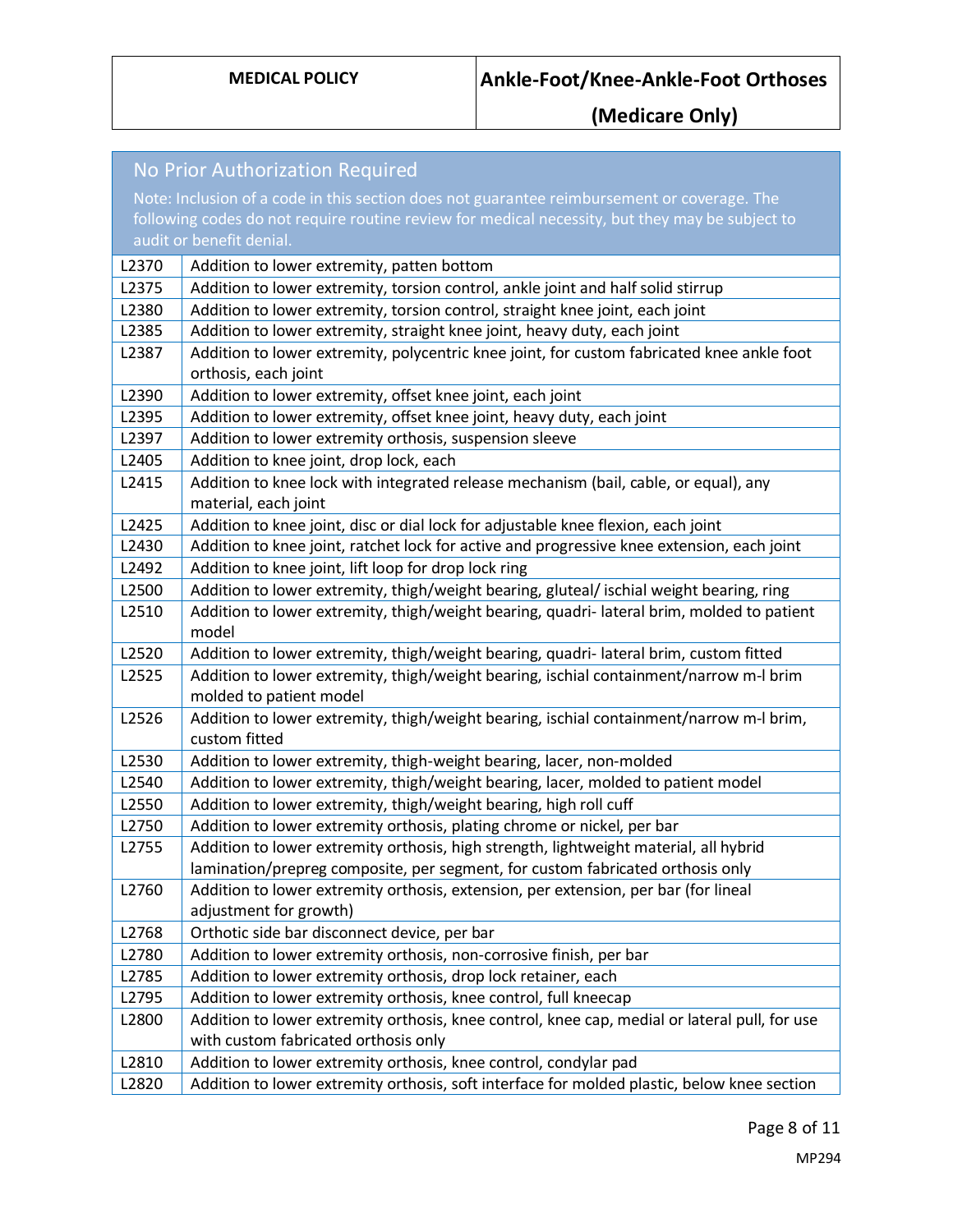| No Prior Authorization Required<br>Note: Inclusion of a code in this section does not guarantee reimbursement or coverage. The following codes do not require routine review for medical necessity, but they may be subject to audit or benefit denial. | |
|---|---|
| L2370 | Addition to lower extremity, patten bottom |
| L2375 | Addition to lower extremity, torsion control, ankle joint and half solid stirrup |
| L2380 | Addition to lower extremity, torsion control, straight knee joint, each joint |
| L2385 | Addition to lower extremity, straight knee joint, heavy duty, each joint |
| L2387 | Addition to lower extremity, polycentric knee joint, for custom fabricated knee ankle foot orthosis, each joint |
| L2390 | Addition to lower extremity, offset knee joint, each joint |
| L2395 | Addition to lower extremity, offset knee joint, heavy duty, each joint |
| L2397 | Addition to lower extremity orthosis, suspension sleeve |
| L2405 | Addition to knee joint, drop lock, each |
| L2415 | Addition to knee lock with integrated release mechanism (bail, cable, or equal), any material, each joint |
| L2425 | Addition to knee joint, disc or dial lock for adjustable knee flexion, each joint |
| L2430 | Addition to knee joint, ratchet lock for active and progressive knee extension, each joint |
| L2492 | Addition to knee joint, lift loop for drop lock ring |
| L2500 | Addition to lower extremity, thigh/weight bearing, gluteal/ ischial weight bearing, ring |
| L2510 | Addition to lower extremity, thigh/weight bearing, quadri- lateral brim, molded to patient model |
| L2520 | Addition to lower extremity, thigh/weight bearing, quadri- lateral brim, custom fitted |
| L2525 | Addition to lower extremity, thigh/weight bearing, ischial containment/narrow m-l brim molded to patient model |
| L2526 | Addition to lower extremity, thigh/weight bearing, ischial containment/narrow m-l brim, custom fitted |
| L2530 | Addition to lower extremity, thigh-weight bearing, lacer, non-molded |
| L2540 | Addition to lower extremity, thigh/weight bearing, lacer, molded to patient model |
| L2550 | Addition to lower extremity, thigh/weight bearing, high roll cuff |
| L2750 | Addition to lower extremity orthosis, plating chrome or nickel, per bar |
| L2755 | Addition to lower extremity orthosis, high strength, lightweight material, all hybrid lamination/prepreg composite, per segment, for custom fabricated orthosis only |
| L2760 | Addition to lower extremity orthosis, extension, per extension, per bar (for lineal adjustment for growth) |
| L2768 | Orthotic side bar disconnect device, per bar |
| L2780 | Addition to lower extremity orthosis, non-corrosive finish, per bar |
| L2785 | Addition to lower extremity orthosis, drop lock retainer, each |
| L2795 | Addition to lower extremity orthosis, knee control, full kneecap |
| L2800 | Addition to lower extremity orthosis, knee control, knee cap, medial or lateral pull, for use with custom fabricated orthosis only |
| L2810 | Addition to lower extremity orthosis, knee control, condylar pad |
| L2820 | Addition to lower extremity orthosis, soft interface for molded plastic, below knee section |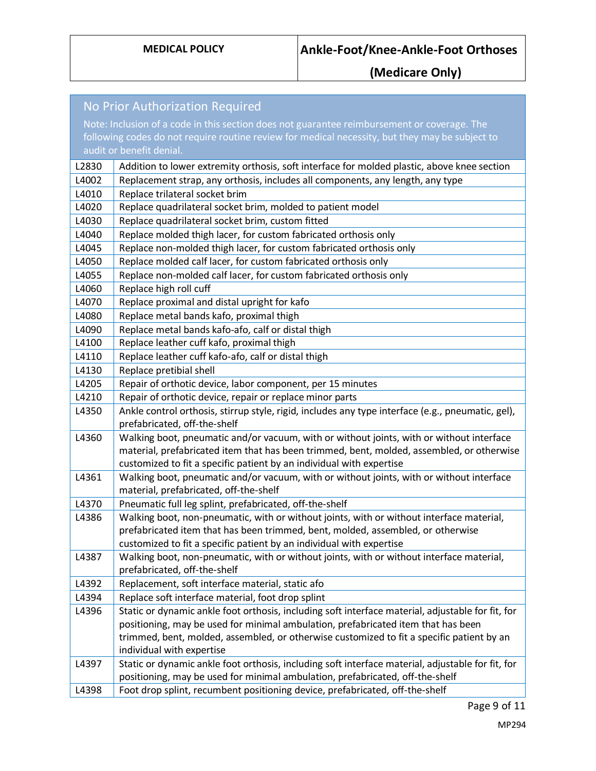## No Prior Authorization Required

Note: Inclusion of a code in this section does not guarantee reimbursement or coverage. The following codes do not require routine review for medical necessity, but they may be subject to audit or benefit denial.

| Code | Description |
|---|---|
| L2830 | Addition to lower extremity orthosis, soft interface for molded plastic, above knee section |
| L4002 | Replacement strap, any orthosis, includes all components, any length, any type |
| L4010 | Replace trilateral socket brim |
| L4020 | Replace quadrilateral socket brim, molded to patient model |
| L4030 | Replace quadrilateral socket brim, custom fitted |
| L4040 | Replace molded thigh lacer, for custom fabricated orthosis only |
| L4045 | Replace non-molded thigh lacer, for custom fabricated orthosis only |
| L4050 | Replace molded calf lacer, for custom fabricated orthosis only |
| L4055 | Replace non-molded calf lacer, for custom fabricated orthosis only |
| L4060 | Replace high roll cuff |
| L4070 | Replace proximal and distal upright for kafo |
| L4080 | Replace metal bands kafo, proximal thigh |
| L4090 | Replace metal bands kafo-afo, calf or distal thigh |
| L4100 | Replace leather cuff kafo, proximal thigh |
| L4110 | Replace leather cuff kafo-afo, calf or distal thigh |
| L4130 | Replace pretibial shell |
| L4205 | Repair of orthotic device, labor component, per 15 minutes |
| L4210 | Repair of orthotic device, repair or replace minor parts |
| L4350 | Ankle control orthosis, stirrup style, rigid, includes any type interface (e.g., pneumatic, gel), prefabricated, off-the-shelf |
| L4360 | Walking boot, pneumatic and/or vacuum, with or without joints, with or without interface material, prefabricated item that has been trimmed, bent, molded, assembled, or otherwise customized to fit a specific patient by an individual with expertise |
| L4361 | Walking boot, pneumatic and/or vacuum, with or without joints, with or without interface material, prefabricated, off-the-shelf |
| L4370 | Pneumatic full leg splint, prefabricated, off-the-shelf |
| L4386 | Walking boot, non-pneumatic, with or without joints, with or without interface material, prefabricated item that has been trimmed, bent, molded, assembled, or otherwise customized to fit a specific patient by an individual with expertise |
| L4387 | Walking boot, non-pneumatic, with or without joints, with or without interface material, prefabricated, off-the-shelf |
| L4392 | Replacement, soft interface material, static afo |
| L4394 | Replace soft interface material, foot drop splint |
| L4396 | Static or dynamic ankle foot orthosis, including soft interface material, adjustable for fit, for positioning, may be used for minimal ambulation, prefabricated item that has been trimmed, bent, molded, assembled, or otherwise customized to fit a specific patient by an individual with expertise |
| L4397 | Static or dynamic ankle foot orthosis, including soft interface material, adjustable for fit, for positioning, may be used for minimal ambulation, prefabricated, off-the-shelf |
| L4398 | Foot drop splint, recumbent positioning device, prefabricated, off-the-shelf |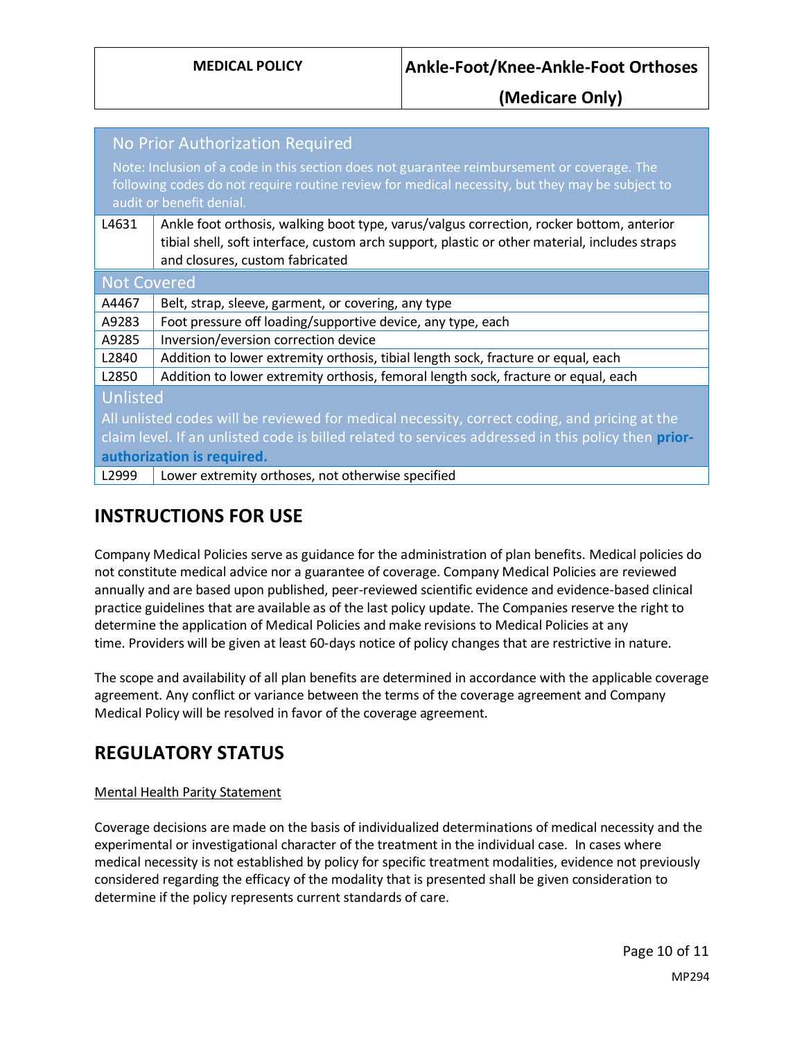| No Prior Authorization Required<br>Note: Inclusion of a code in this section does not guarantee reimbursement or coverage. The following codes do not require routine review for medical necessity, but they may be subject to audit or benefit denial. | |
|---|---|
| L4631 | Ankle foot orthosis, walking boot type, varus/valgus correction, rocker bottom, anterior tibial shell, soft interface, custom arch support, plastic or other material, includes straps and closures, custom fabricated |
| **Not Covered** | |
| A4467 | Belt, strap, sleeve, garment, or covering, any type |
| A9283 | Foot pressure off loading/supportive device, any type, each |
| A9285 | Inversion/eversion correction device |
| L2840 | Addition to lower extremity orthosis, tibial length sock, fracture or equal, each |
| L2850 | Addition to lower extremity orthosis, femoral length sock, fracture or equal, each |
| **Unlisted**<br>All unlisted codes will be reviewed for medical necessity, correct coding, and pricing at the claim level. If an unlisted code is billed related to services addressed in this policy then **prior-authorization is required.** | |
| L2999 | Lower extremity orthoses, not otherwise specified |

## INSTRUCTIONS FOR USE

Company Medical Policies serve as guidance for the administration of plan benefits. Medical policies do not constitute medical advice nor a guarantee of coverage. Company Medical Policies are reviewed annually and are based upon published, peer-reviewed scientific evidence and evidence-based clinical practice guidelines that are available as of the last policy update. The Companies reserve the right to determine the application of Medical Policies and make revisions to Medical Policies at any time. Providers will be given at least 60-days notice of policy changes that are restrictive in nature.

The scope and availability of all plan benefits are determined in accordance with the applicable coverage agreement. Any conflict or variance between the terms of the coverage agreement and Company Medical Policy will be resolved in favor of the coverage agreement.

## REGULATORY STATUS

Mental Health Parity Statement

Coverage decisions are made on the basis of individualized determinations of medical necessity and the experimental or investigational character of the treatment in the individual case. In cases where medical necessity is not established by policy for specific treatment modalities, evidence not previously considered regarding the efficacy of the modality that is presented shall be given consideration to determine if the policy represents current standards of care.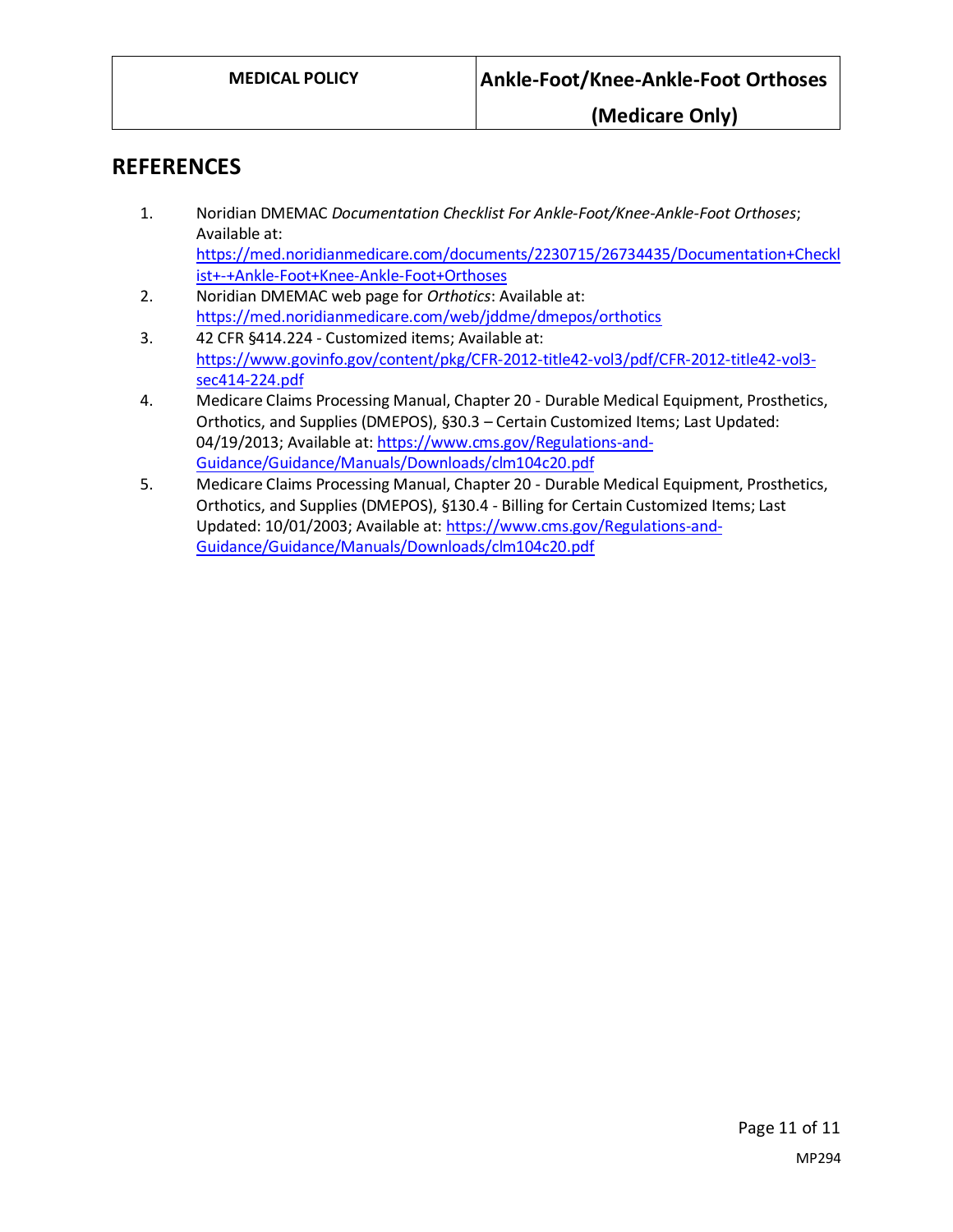## REFERENCES

1. Noridian DMEMAC *Documentation Checklist For Ankle-Foot/Knee-Ankle-Foot Orthoses*; Available at: https://med.noridianmedicare.com/documents/2230715/26734435/Documentation+Checklist+-+Ankle-Foot+Knee-Ankle-Foot+Orthoses
2. Noridian DMEMAC web page for *Orthotics*: Available at: https://med.noridianmedicare.com/web/jddme/dmepos/orthotics
3. 42 CFR §414.224 - Customized items; Available at: https://www.govinfo.gov/content/pkg/CFR-2012-title42-vol3/pdf/CFR-2012-title42-vol3-sec414-224.pdf
4. Medicare Claims Processing Manual, Chapter 20 - Durable Medical Equipment, Prosthetics, Orthotics, and Supplies (DMEPOS), §30.3 – Certain Customized Items; Last Updated: 04/19/2013; Available at: https://www.cms.gov/Regulations-and-Guidance/Guidance/Manuals/Downloads/clm104c20.pdf
5. Medicare Claims Processing Manual, Chapter 20 - Durable Medical Equipment, Prosthetics, Orthotics, and Supplies (DMEPOS), §130.4 - Billing for Certain Customized Items; Last Updated: 10/01/2003; Available at: https://www.cms.gov/Regulations-and-Guidance/Guidance/Manuals/Downloads/clm104c20.pdf